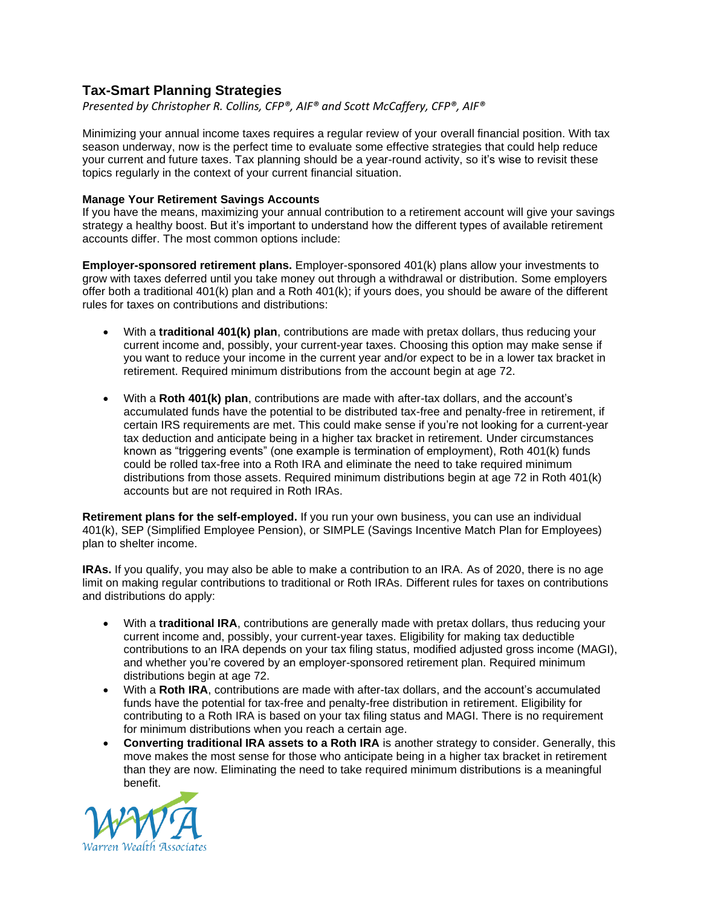# Tax-Smart Planning Strategies

*Presented by Christopher R. Collins, CFP®, AIF® and Scott McCaffery, CFP®, AIF®*

Minimizing your annual income taxes requires a regular review of your overall financial position. With tax season underway, now is the perfect time to evaluate some effective strategies that could help reduce your current and future taxes. Tax planning should be a year-round activity, so it's wise to revisit these topics regularly in the context of your current financial situation.

**Manage Your Retirement Savings Accounts**

If you have the means, maximizing your annual contribution to a retirement account will give your savings strategy a healthy boost. But it's important to understand how the different types of available retirement accounts differ. The most common options include:

**Employer-sponsored retirement plans.** Employer-sponsored 401(k) plans allow your investments to grow with taxes deferred until you take money out through a withdrawal or distribution. Some employers offer both a traditional 401(k) plan and a Roth 401(k); if yours does, you should be aware of the different rules for taxes on contributions and distributions:

- With a **traditional 401(k) plan**, contributions are made with pretax dollars, thus reducing your current income and, possibly, your current-year taxes. Choosing this option may make sense if you want to reduce your income in the current year and/or expect to be in a lower tax bracket in retirement. Required minimum distributions from the account begin at age 72.
- With a **Roth 401(k) plan**, contributions are made with after-tax dollars, and the account's accumulated funds have the potential to be distributed tax-free and penalty-free in retirement, if certain IRS requirements are met. This could make sense if you're not looking for a current-year tax deduction and anticipate being in a higher tax bracket in retirement. Under circumstances known as "triggering events" (one example is termination of employment), Roth 401(k) funds could be rolled tax-free into a Roth IRA and eliminate the need to take required minimum distributions from those assets. Required minimum distributions begin at age 72 in Roth 401(k) accounts but are not required in Roth IRAs.

**Retirement plans for the self-employed.** If you run your own business, you can use an individual 401(k), SEP (Simplified Employee Pension), or SIMPLE (Savings Incentive Match Plan for Employees) plan to shelter income.

**IRAs.** If you qualify, you may also be able to make a contribution to an IRA. As of 2020, there is no age limit on making regular contributions to traditional or Roth IRAs. Different rules for taxes on contributions and distributions do apply:

- With a **traditional IRA**, contributions are generally made with pretax dollars, thus reducing your current income and, possibly, your current-year taxes. Eligibility for making tax deductible contributions to an IRA depends on your tax filing status, modified adjusted gross income (MAGI), and whether you're covered by an employer-sponsored retirement plan. Required minimum distributions begin at age 72.
- With a **Roth IRA**, contributions are made with after-tax dollars, and the account's accumulated funds have the potential for tax-free and penalty-free distribution in retirement. Eligibility for contributing to a Roth IRA is based on your tax filing status and MAGI. There is no requirement for minimum distributions when you reach a certain age.
- **Converting traditional IRA assets to a Roth IRA** is another strategy to consider. Generally, this move makes the most sense for those who anticipate being in a higher tax bracket in retirement than they are now. Eliminating the need to take required minimum distributions is a meaningful benefit.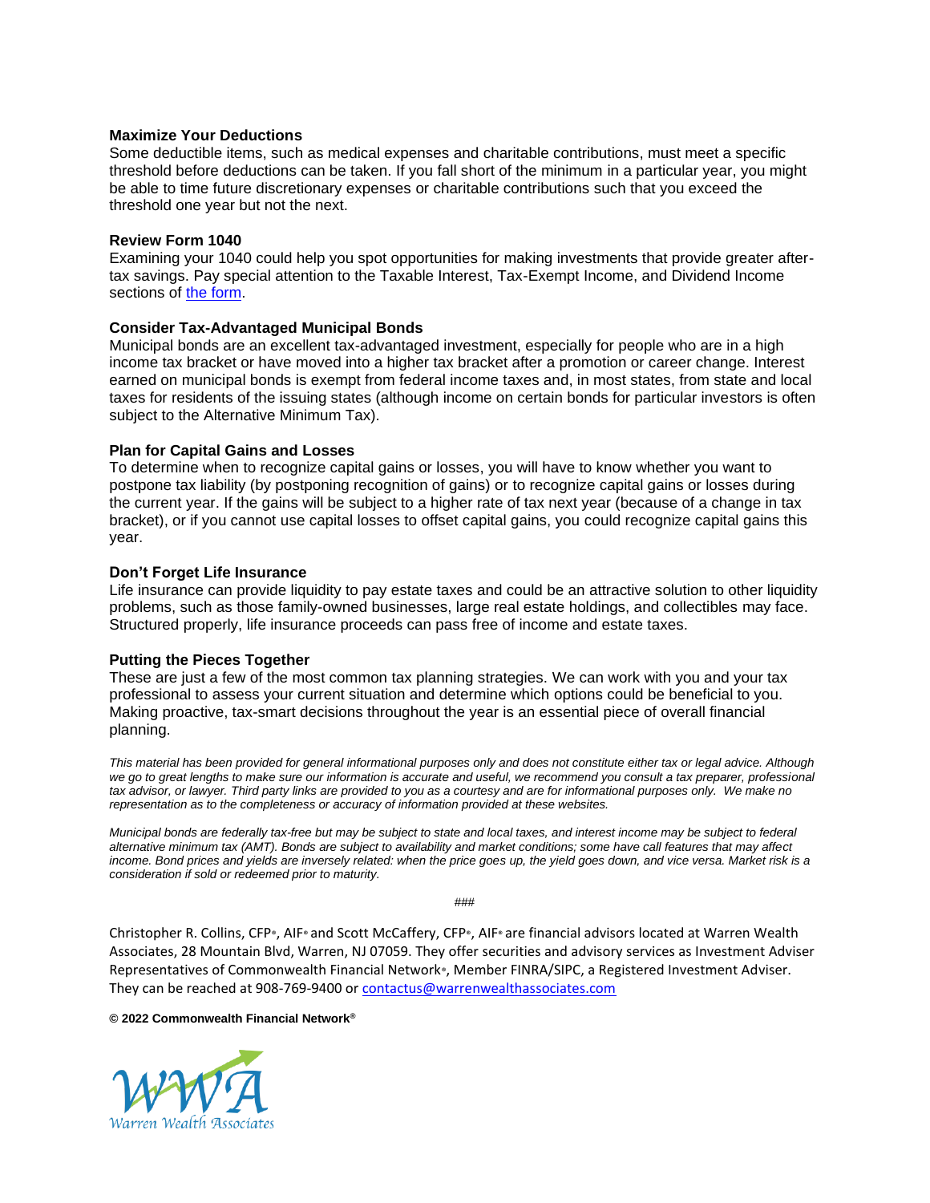**Maximize Your Deductions**

Some deductible items, such as medical expenses and charitable contributions, must meet a specific threshold before deductions can be taken. If you fall short of the minimum in a particular year, you might be able to time future discretionary expenses or charitable contributions such that you exceed the threshold one year but not the next.

**Review Form 1040**

Examining your 1040 could help you spot opportunities for making investments that provide greater after-tax savings. Pay special attention to the Taxable Interest, Tax-Exempt Income, and Dividend Income sections of the form.

**Consider Tax-Advantaged Municipal Bonds**

Municipal bonds are an excellent tax-advantaged investment, especially for people who are in a high income tax bracket or have moved into a higher tax bracket after a promotion or career change. Interest earned on municipal bonds is exempt from federal income taxes and, in most states, from state and local taxes for residents of the issuing states (although income on certain bonds for particular investors is often subject to the Alternative Minimum Tax).

**Plan for Capital Gains and Losses**

To determine when to recognize capital gains or losses, you will have to know whether you want to postpone tax liability (by postponing recognition of gains) or to recognize capital gains or losses during the current year. If the gains will be subject to a higher rate of tax next year (because of a change in tax bracket), or if you cannot use capital losses to offset capital gains, you could recognize capital gains this year.

**Don't Forget Life Insurance**

Life insurance can provide liquidity to pay estate taxes and could be an attractive solution to other liquidity problems, such as those family-owned businesses, large real estate holdings, and collectibles may face. Structured properly, life insurance proceeds can pass free of income and estate taxes.

**Putting the Pieces Together**

These are just a few of the most common tax planning strategies. We can work with you and your tax professional to assess your current situation and determine which options could be beneficial to you. Making proactive, tax-smart decisions throughout the year is an essential piece of overall financial planning.

*This material has been provided for general informational purposes only and does not constitute either tax or legal advice. Although we go to great lengths to make sure our information is accurate and useful, we recommend you consult a tax preparer, professional tax advisor, or lawyer. Third party links are provided to you as a courtesy and are for informational purposes only. We make no representation as to the completeness or accuracy of information provided at these websites.*

*Municipal bonds are federally tax-free but may be subject to state and local taxes, and interest income may be subject to federal alternative minimum tax (AMT). Bonds are subject to availability and market conditions; some have call features that may affect income. Bond prices and yields are inversely related: when the price goes up, the yield goes down, and vice versa. Market risk is a consideration if sold or redeemed prior to maturity.*

###

Christopher R. Collins, CFP®, AIF® and Scott McCaffery, CFP®, AIF® are financial advisors located at Warren Wealth Associates, 28 Mountain Blvd, Warren, NJ 07059. They offer securities and advisory services as Investment Adviser Representatives of Commonwealth Financial Network®, Member FINRA/SIPC, a Registered Investment Adviser. They can be reached at 908-769-9400 or contactus@warrenwealthassociates.com

**© 2022 Commonwealth Financial Network®**

WWA
Warren Wealth Associates